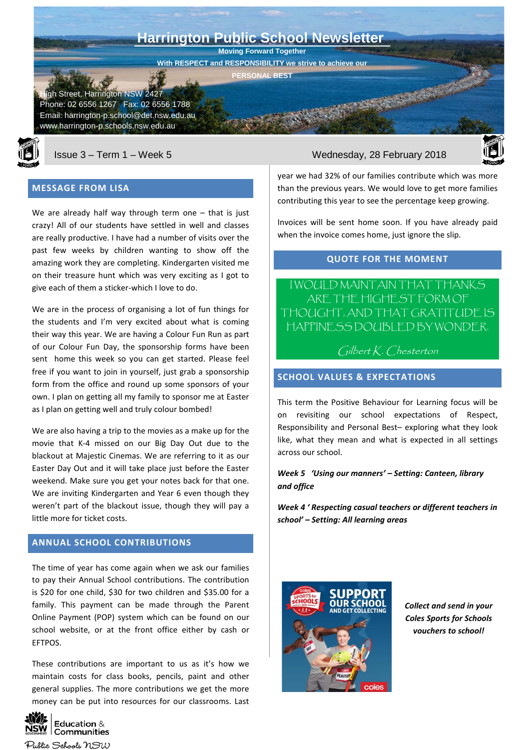# Harrington Public School Newsletter

**Moving Forward Together**

**With RESPECT and RESPONSIBILITY we strive to achieve our PERSONAL BEST**

High Street, Harrington NSW 2427
Phone: 02 6556 1267 Fax: 02 6556 1788
Email: harrington-p.school@det.nsw.edu.au
www.harrington-p.schools.nsw.edu.au

Issue 3 – Term 1 – Week 5

Wednesday, 28 February 2018

## MESSAGE FROM LISA

We are already half way through term one – that is just crazy! All of our students have settled in well and classes are really productive. I have had a number of visits over the past few weeks by children wanting to show off the amazing work they are completing. Kindergarten visited me on their treasure hunt which was very exciting as I got to give each of them a sticker-which I love to do.

We are in the process of organising a lot of fun things for the students and I'm very excited about what is coming their way this year. We are having a Colour Fun Run as part of our Colour Fun Day, the sponsorship forms have been sent home this week so you can get started. Please feel free if you want to join in yourself, just grab a sponsorship form from the office and round up some sponsors of your own. I plan on getting all my family to sponsor me at Easter as I plan on getting well and truly colour bombed!

We are also having a trip to the movies as a make up for the movie that K-4 missed on our Big Day Out due to the blackout at Majestic Cinemas. We are referring to it as our Easter Day Out and it will take place just before the Easter weekend. Make sure you get your notes back for that one. We are inviting Kindergarten and Year 6 even though they weren't part of the blackout issue, though they will pay a little more for ticket costs.

## ANNUAL SCHOOL CONTRIBUTIONS

The time of year has come again when we ask our families to pay their Annual School contributions. The contribution is $20 for one child, $30 for two children and $35.00 for a family. This payment can be made through the Parent Online Payment (POP) system which can be found on our school website, or at the front office either by cash or EFTPOS.

These contributions are important to us as it's how we maintain costs for class books, pencils, paint and other general supplies. The more contributions we get the more money can be put into resources for our classrooms. Last year we had 32% of our families contribute which was more than the previous years. We would love to get more families contributing this year to see the percentage keep growing.

Invoices will be sent home soon. If you have already paid when the invoice comes home, just ignore the slip.

## QUOTE FOR THE MOMENT

I WOULD MAINTAIN THAT THANKS ARE THE HIGHEST FORM OF THOUGHT, AND THAT GRATITUDE IS HAPPINESS DOUBLED BY WONDER.

*Gilbert K. Chesterton*

## SCHOOL VALUES & EXPECTATIONS

This term the Positive Behaviour for Learning focus will be on revisiting our school expectations of Respect, Responsibility and Personal Best– exploring what they look like, what they mean and what is expected in all settings across our school.

***Week 5 'Using our manners' – Setting: Canteen, library and office***

***Week 4 ' Respecting casual teachers or different teachers in school' – Setting: All learning areas***

***Collect and send in your Coles Sports for Schools vouchers to school!***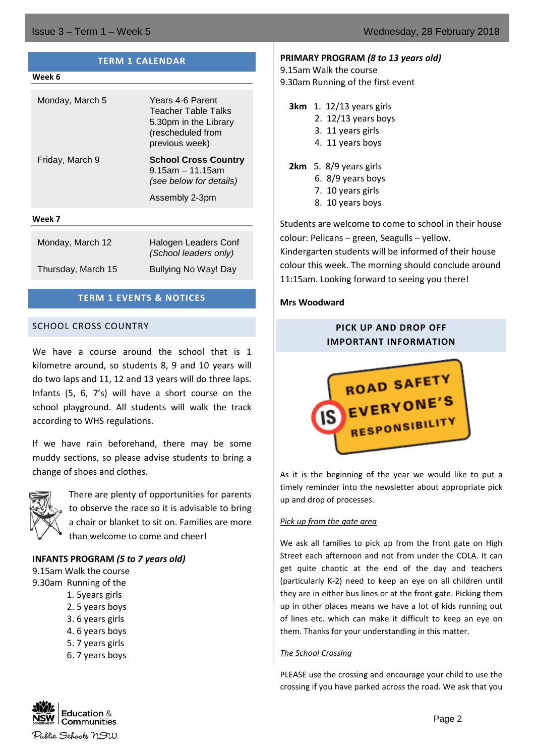## TERM 1 CALENDAR

**Week 6**

| | |
|---|---|
| Monday, March 5 | Years 4-6 Parent Teacher Table Talks 5.30pm in the Library (rescheduled from previous week) |
| Friday, March 9 | **School Cross Country** 9.15am – 11.15am *(see below for details)* |
| | Assembly 2-3pm |

**Week 7**

| | |
|---|---|
| Monday, March 12 | Halogen Leaders Conf *(School leaders only)* |
| Thursday, March 15 | Bullying No Way! Day |

## TERM 1 EVENTS & NOTICES

### SCHOOL CROSS COUNTRY

We have a course around the school that is 1 kilometre around, so students 8, 9 and 10 years will do two laps and 11, 12 and 13 years will do three laps. Infants (5, 6, 7's) will have a short course on the school playground. All students will walk the track according to WHS regulations.

If we have rain beforehand, there may be some muddy sections, so please advise students to bring a change of shoes and clothes.

There are plenty of opportunities for parents to observe the race so it is advisable to bring a chair or blanket to sit on. Families are more than welcome to come and cheer!

**INFANTS PROGRAM *(5 to 7 years old)***
9.15am Walk the course
9.30am Running of the

1. 5years girls
2. 5 years boys
3. 6 years girls
4. 6 years boys
5. 7 years girls
6. 7 years boys

**PRIMARY PROGRAM *(8 to 13 years old)***
9.15am Walk the course
9.30am Running of the first event

**3km**
1. 12/13 years girls
2. 12/13 years boys
3. 11 years girls
4. 11 years boys

**2km**
5. 8/9 years girls
6. 8/9 years boys
7. 10 years girls
8. 10 years boys

Students are welcome to come to school in their house colour: Pelicans – green, Seagulls – yellow. Kindergarten students will be informed of their house colour this week. The morning should conclude around 11:15am. Looking forward to seeing you there!

**Mrs Woodward**

### PICK UP AND DROP OFF IMPORTANT INFORMATION

ROAD SAFETY IS EVERYONE'S RESPONSIBILITY

As it is the beginning of the year we would like to put a timely reminder into the newsletter about appropriate pick up and drop of processes.

*Pick up from the gate area*

We ask all families to pick up from the front gate on High Street each afternoon and not from under the COLA. It can get quite chaotic at the end of the day and teachers (particularly K-2) need to keep an eye on all children until they are in either bus lines or at the front gate. Picking them up in other places means we have a lot of kids running out of lines etc. which can make it difficult to keep an eye on them. Thanks for your understanding in this matter.

*The School Crossing*

PLEASE use the crossing and encourage your child to use the crossing if you have parked across the road. We ask that you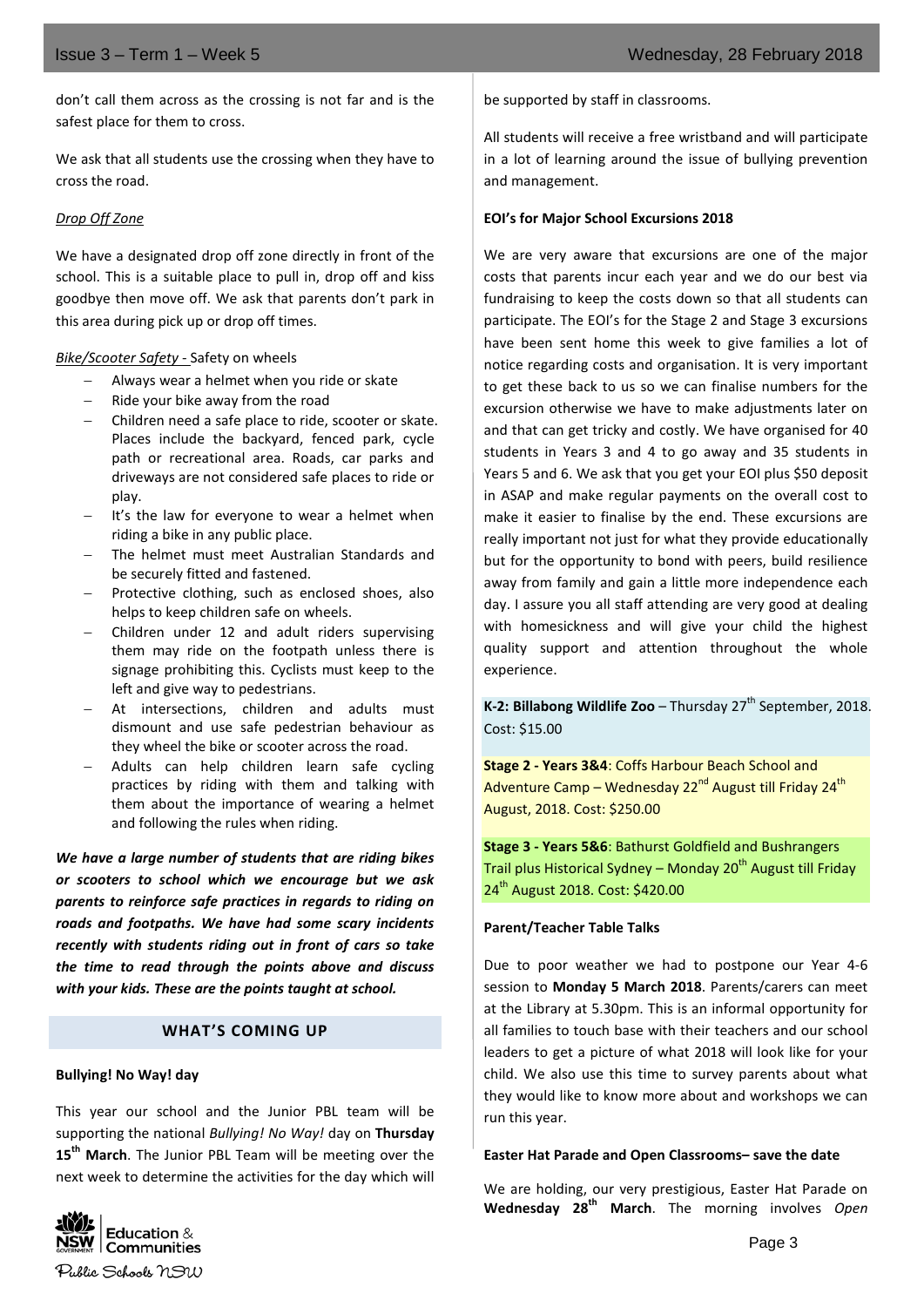don't call them across as the crossing is not far and is the safest place for them to cross.

We ask that all students use the crossing when they have to cross the road.

*Drop Off Zone*

We have a designated drop off zone directly in front of the school. This is a suitable place to pull in, drop off and kiss goodbye then move off. We ask that parents don't park in this area during pick up or drop off times.

*Bike/Scooter Safety -* Safety on wheels

- Always wear a helmet when you ride or skate
- Ride your bike away from the road
- Children need a safe place to ride, scooter or skate. Places include the backyard, fenced park, cycle path or recreational area. Roads, car parks and driveways are not considered safe places to ride or play.
- It's the law for everyone to wear a helmet when riding a bike in any public place.
- The helmet must meet Australian Standards and be securely fitted and fastened.
- Protective clothing, such as enclosed shoes, also helps to keep children safe on wheels.
- Children under 12 and adult riders supervising them may ride on the footpath unless there is signage prohibiting this. Cyclists must keep to the left and give way to pedestrians.
- At intersections, children and adults must dismount and use safe pedestrian behaviour as they wheel the bike or scooter across the road.
- Adults can help children learn safe cycling practices by riding with them and talking with them about the importance of wearing a helmet and following the rules when riding.

***We have a large number of students that are riding bikes or scooters to school which we encourage but we ask parents to reinforce safe practices in regards to riding on roads and footpaths. We have had some scary incidents recently with students riding out in front of cars so take the time to read through the points above and discuss with your kids. These are the points taught at school.***

## WHAT'S COMING UP

**Bullying! No Way! day**

This year our school and the Junior PBL team will be supporting the national *Bullying! No Way!* day on **Thursday 15th March**. The Junior PBL Team will be meeting over the next week to determine the activities for the day which will be supported by staff in classrooms.

All students will receive a free wristband and will participate in a lot of learning around the issue of bullying prevention and management.

**EOI's for Major School Excursions 2018**

We are very aware that excursions are one of the major costs that parents incur each year and we do our best via fundraising to keep the costs down so that all students can participate. The EOI's for the Stage 2 and Stage 3 excursions have been sent home this week to give families a lot of notice regarding costs and organisation. It is very important to get these back to us so we can finalise numbers for the excursion otherwise we have to make adjustments later on and that can get tricky and costly. We have organised for 40 students in Years 3 and 4 to go away and 35 students in Years 5 and 6. We ask that you get your EOI plus $50 deposit in ASAP and make regular payments on the overall cost to make it easier to finalise by the end. These excursions are really important not just for what they provide educationally but for the opportunity to bond with peers, build resilience away from family and gain a little more independence each day. I assure you all staff attending are very good at dealing with homesickness and will give your child the highest quality support and attention throughout the whole experience.

**K-2: Billabong Wildlife Zoo** – Thursday 27th September, 2018. Cost: $15.00

**Stage 2 - Years 3&4**: Coffs Harbour Beach School and Adventure Camp – Wednesday 22nd August till Friday 24th August, 2018. Cost: $250.00

**Stage 3 - Years 5&6**: Bathurst Goldfield and Bushrangers Trail plus Historical Sydney – Monday 20th August till Friday 24th August 2018. Cost: $420.00

**Parent/Teacher Table Talks**

Due to poor weather we had to postpone our Year 4-6 session to **Monday 5 March 2018**. Parents/carers can meet at the Library at 5.30pm. This is an informal opportunity for all families to touch base with their teachers and our school leaders to get a picture of what 2018 will look like for your child. We also use this time to survey parents about what they would like to know more about and workshops we can run this year.

**Easter Hat Parade and Open Classrooms– save the date**

We are holding, our very prestigious, Easter Hat Parade on **Wednesday 28th March**. The morning involves *Open*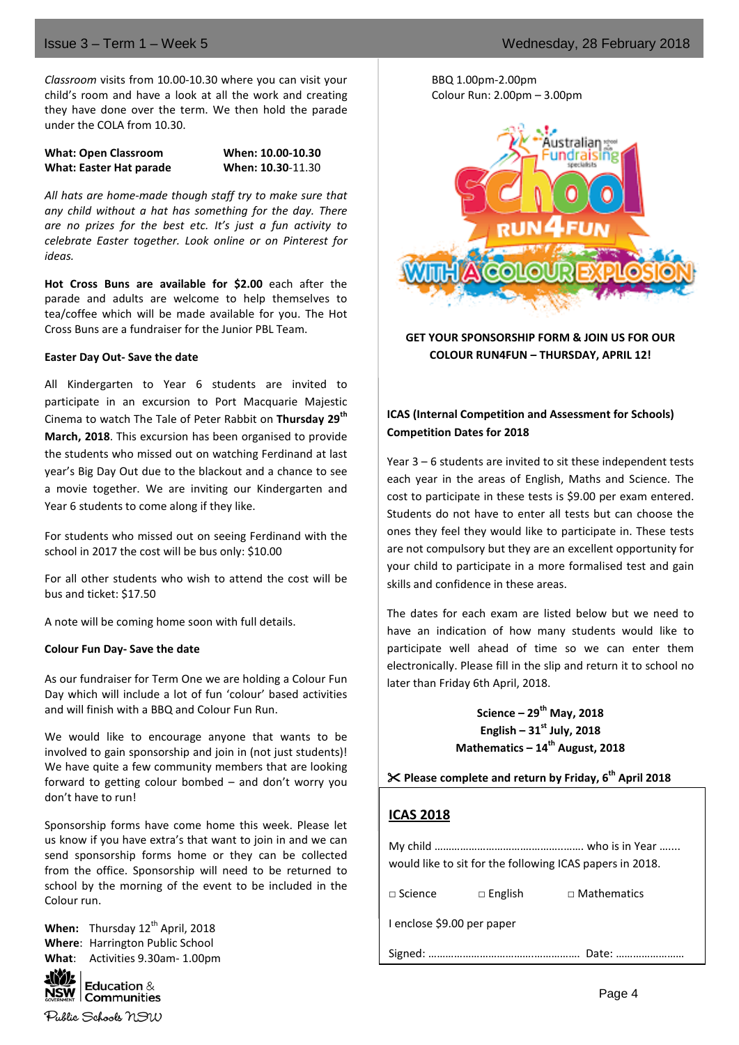*Classroom* visits from 10.00-10.30 where you can visit your child's room and have a look at all the work and creating they have done over the term. We then hold the parade under the COLA from 10.30.

| | |
|---|---|
| **What: Open Classroom** | **When: 10.00-10.30** |
| **What: Easter Hat parade** | **When: 10.30**-11.30 |

*All hats are home-made though staff try to make sure that any child without a hat has something for the day. There are no prizes for the best etc. It's just a fun activity to celebrate Easter together. Look online or on Pinterest for ideas.*

**Hot Cross Buns are available for $2.00** each after the parade and adults are welcome to help themselves to tea/coffee which will be made available for you. The Hot Cross Buns are a fundraiser for the Junior PBL Team.

**Easter Day Out- Save the date**

All Kindergarten to Year 6 students are invited to participate in an excursion to Port Macquarie Majestic Cinema to watch The Tale of Peter Rabbit on **Thursday 29th March, 2018**. This excursion has been organised to provide the students who missed out on watching Ferdinand at last year's Big Day Out due to the blackout and a chance to see a movie together. We are inviting our Kindergarten and Year 6 students to come along if they like.

For students who missed out on seeing Ferdinand with the school in 2017 the cost will be bus only: $10.00

For all other students who wish to attend the cost will be bus and ticket: $17.50

A note will be coming home soon with full details.

**Colour Fun Day- Save the date**

As our fundraiser for Term One we are holding a Colour Fun Day which will include a lot of fun 'colour' based activities and will finish with a BBQ and Colour Fun Run.

We would like to encourage anyone that wants to be involved to gain sponsorship and join in (not just students)! We have quite a few community members that are looking forward to getting colour bombed – and don't worry you don't have to run!

Sponsorship forms have come home this week. Please let us know if you have extra's that want to join in and we can send sponsorship forms home or they can be collected from the office. Sponsorship will need to be returned to school by the morning of the event to be included in the Colour run.

**When:** Thursday 12th April, 2018
**Where**: Harrington Public School
**What**: Activities 9.30am- 1.00pm
BBQ 1.00pm-2.00pm
Colour Run: 2.00pm – 3.00pm

**GET YOUR SPONSORSHIP FORM & JOIN US FOR OUR COLOUR RUN4FUN – THURSDAY, APRIL 12!**

**ICAS (Internal Competition and Assessment for Schools) Competition Dates for 2018**

Year 3 – 6 students are invited to sit these independent tests each year in the areas of English, Maths and Science. The cost to participate in these tests is $9.00 per exam entered. Students do not have to enter all tests but can choose the ones they feel they would like to participate in. These tests are not compulsory but they are an excellent opportunity for your child to participate in a more formalised test and gain skills and confidence in these areas.

The dates for each exam are listed below but we need to have an indication of how many students would like to participate well ahead of time so we can enter them electronically. Please fill in the slip and return it to school no later than Friday 6th April, 2018.

**Science – 29th May, 2018**
**English – 31st July, 2018**
**Mathematics – 14th August, 2018**

✂ **Please complete and return by Friday, 6th April 2018**

**ICAS 2018**

My child ……………………………………………. who is in Year ……. would like to sit for the following ICAS papers in 2018.

□ Science □ English □ Mathematics

I enclose $9.00 per paper

Signed: ……………………………………………… Date: ……………………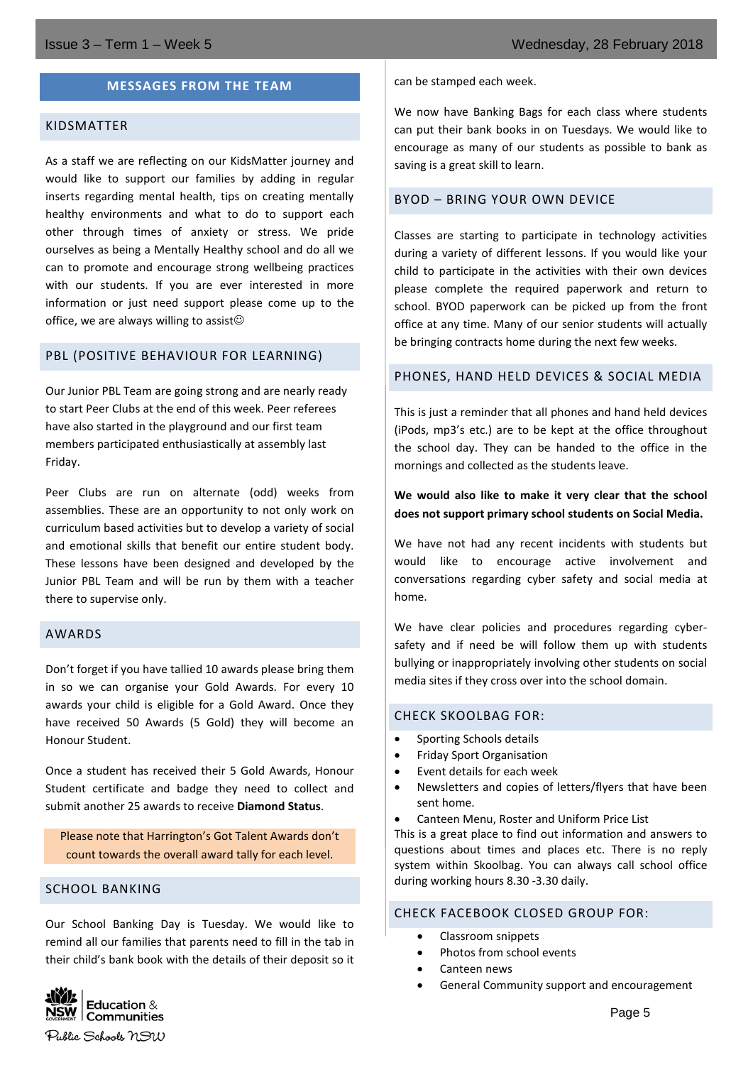## MESSAGES FROM THE TEAM

### KIDSMATTER

As a staff we are reflecting on our KidsMatter journey and would like to support our families by adding in regular inserts regarding mental health, tips on creating mentally healthy environments and what to do to support each other through times of anxiety or stress. We pride ourselves as being a Mentally Healthy school and do all we can to promote and encourage strong wellbeing practices with our students. If you are ever interested in more information or just need support please come up to the office, we are always willing to assist☺

### PBL (POSITIVE BEHAVIOUR FOR LEARNING)

Our Junior PBL Team are going strong and are nearly ready to start Peer Clubs at the end of this week. Peer referees have also started in the playground and our first team members participated enthusiastically at assembly last Friday.

Peer Clubs are run on alternate (odd) weeks from assemblies. These are an opportunity to not only work on curriculum based activities but to develop a variety of social and emotional skills that benefit our entire student body. These lessons have been designed and developed by the Junior PBL Team and will be run by them with a teacher there to supervise only.

### AWARDS

Don't forget if you have tallied 10 awards please bring them in so we can organise your Gold Awards. For every 10 awards your child is eligible for a Gold Award. Once they have received 50 Awards (5 Gold) they will become an Honour Student.

Once a student has received their 5 Gold Awards, Honour Student certificate and badge they need to collect and submit another 25 awards to receive **Diamond Status**.

Please note that Harrington's Got Talent Awards don't count towards the overall award tally for each level.

### SCHOOL BANKING

Our School Banking Day is Tuesday. We would like to remind all our families that parents need to fill in the tab in their child's bank book with the details of their deposit so it can be stamped each week.

We now have Banking Bags for each class where students can put their bank books in on Tuesdays. We would like to encourage as many of our students as possible to bank as saving is a great skill to learn.

### BYOD – BRING YOUR OWN DEVICE

Classes are starting to participate in technology activities during a variety of different lessons. If you would like your child to participate in the activities with their own devices please complete the required paperwork and return to school. BYOD paperwork can be picked up from the front office at any time. Many of our senior students will actually be bringing contracts home during the next few weeks.

### PHONES, HAND HELD DEVICES & SOCIAL MEDIA

This is just a reminder that all phones and hand held devices (iPods, mp3's etc.) are to be kept at the office throughout the school day. They can be handed to the office in the mornings and collected as the students leave.

**We would also like to make it very clear that the school does not support primary school students on Social Media.**

We have not had any recent incidents with students but would like to encourage active involvement and conversations regarding cyber safety and social media at home.

We have clear policies and procedures regarding cyber-safety and if need be will follow them up with students bullying or inappropriately involving other students on social media sites if they cross over into the school domain.

### CHECK SKOOLBAG FOR:

- Sporting Schools details
- Friday Sport Organisation
- Event details for each week
- Newsletters and copies of letters/flyers that have been sent home.
- Canteen Menu, Roster and Uniform Price List

This is a great place to find out information and answers to questions about times and places etc. There is no reply system within Skoolbag. You can always call school office during working hours 8.30 -3.30 daily.

### CHECK FACEBOOK CLOSED GROUP FOR:

- Classroom snippets
- Photos from school events
- Canteen news
- General Community support and encouragement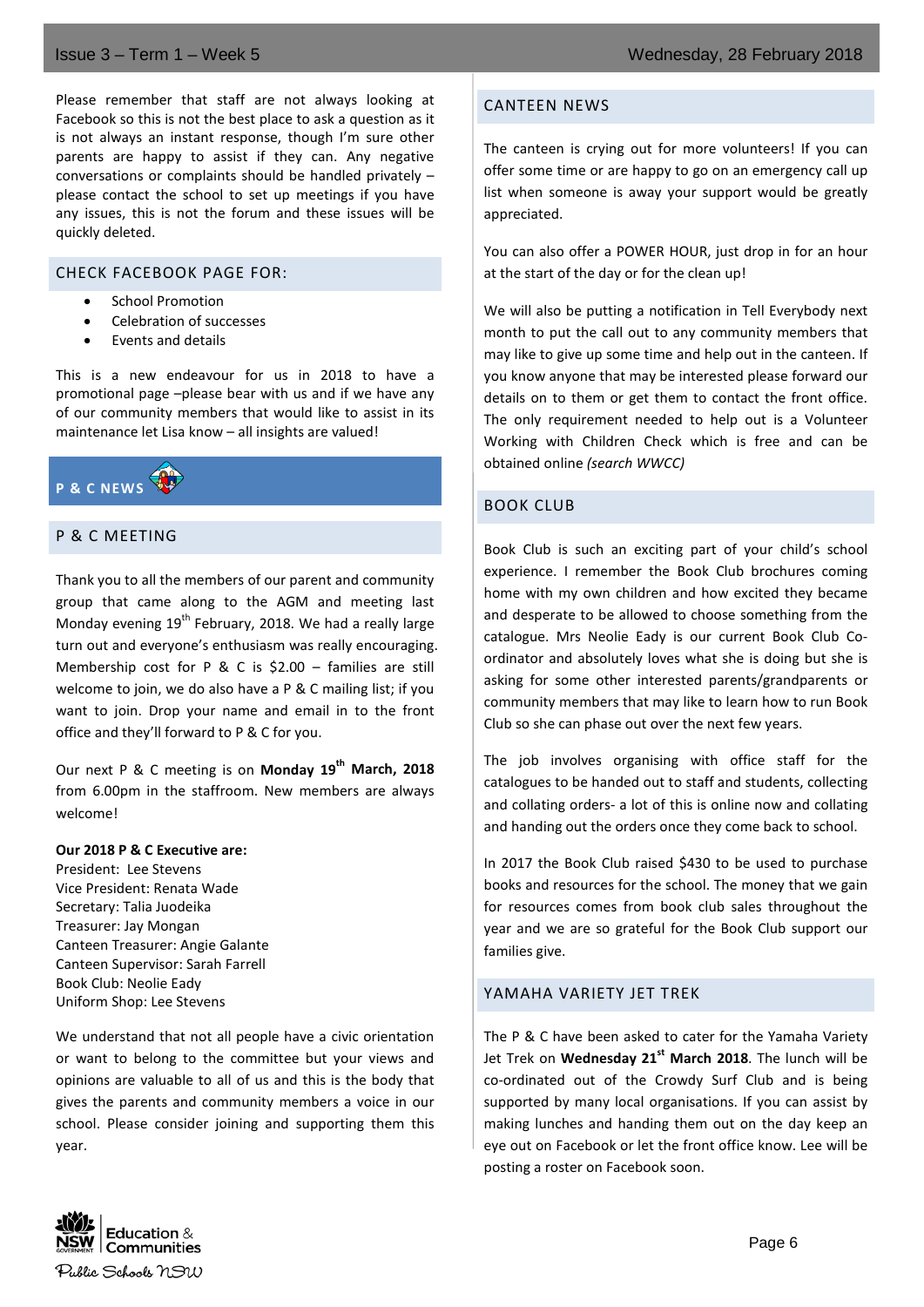Please remember that staff are not always looking at Facebook so this is not the best place to ask a question as it is not always an instant response, though I'm sure other parents are happy to assist if they can. Any negative conversations or complaints should be handled privately – please contact the school to set up meetings if you have any issues, this is not the forum and these issues will be quickly deleted.

## CHECK FACEBOOK PAGE FOR:

- School Promotion
- Celebration of successes
- Events and details

This is a new endeavour for us in 2018 to have a promotional page –please bear with us and if we have any of our community members that would like to assist in its maintenance let Lisa know – all insights are valued!

# P & C NEWS

## P & C MEETING

Thank you to all the members of our parent and community group that came along to the AGM and meeting last Monday evening 19th February, 2018. We had a really large turn out and everyone's enthusiasm was really encouraging. Membership cost for P & C is $2.00 – families are still welcome to join, we do also have a P & C mailing list; if you want to join. Drop your name and email in to the front office and they'll forward to P & C for you.

Our next P & C meeting is on **Monday 19th March, 2018** from 6.00pm in the staffroom. New members are always welcome!

**Our 2018 P & C Executive are:**
President: Lee Stevens
Vice President: Renata Wade
Secretary: Talia Juodeika
Treasurer: Jay Mongan
Canteen Treasurer: Angie Galante
Canteen Supervisor: Sarah Farrell
Book Club: Neolie Eady
Uniform Shop: Lee Stevens

We understand that not all people have a civic orientation or want to belong to the committee but your views and opinions are valuable to all of us and this is the body that gives the parents and community members a voice in our school. Please consider joining and supporting them this year.

## CANTEEN NEWS

The canteen is crying out for more volunteers! If you can offer some time or are happy to go on an emergency call up list when someone is away your support would be greatly appreciated.

You can also offer a POWER HOUR, just drop in for an hour at the start of the day or for the clean up!

We will also be putting a notification in Tell Everybody next month to put the call out to any community members that may like to give up some time and help out in the canteen. If you know anyone that may be interested please forward our details on to them or get them to contact the front office. The only requirement needed to help out is a Volunteer Working with Children Check which is free and can be obtained online *(search WWCC)*

## BOOK CLUB

Book Club is such an exciting part of your child's school experience. I remember the Book Club brochures coming home with my own children and how excited they became and desperate to be allowed to choose something from the catalogue. Mrs Neolie Eady is our current Book Club Co-ordinator and absolutely loves what she is doing but she is asking for some other interested parents/grandparents or community members that may like to learn how to run Book Club so she can phase out over the next few years.

The job involves organising with office staff for the catalogues to be handed out to staff and students, collecting and collating orders- a lot of this is online now and collating and handing out the orders once they come back to school.

In 2017 the Book Club raised $430 to be used to purchase books and resources for the school. The money that we gain for resources comes from book club sales throughout the year and we are so grateful for the Book Club support our families give.

## YAMAHA VARIETY JET TREK

The P & C have been asked to cater for the Yamaha Variety Jet Trek on **Wednesday 21st March 2018**. The lunch will be co-ordinated out of the Crowdy Surf Club and is being supported by many local organisations. If you can assist by making lunches and handing them out on the day keep an eye out on Facebook or let the front office know. Lee will be posting a roster on Facebook soon.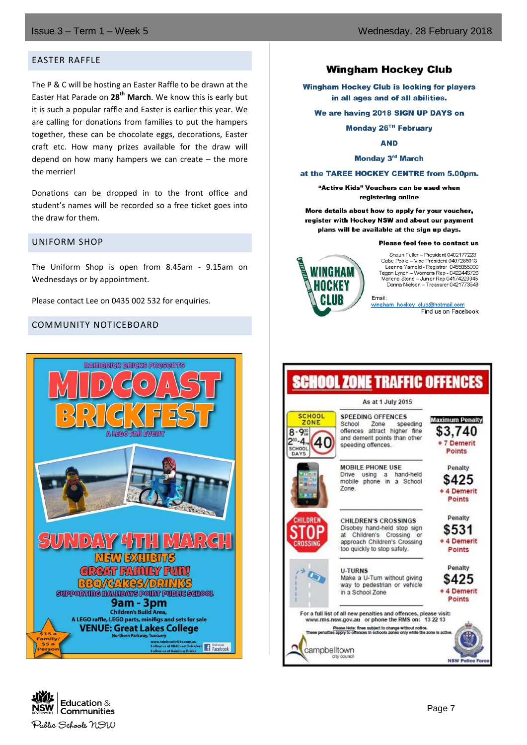## EASTER RAFFLE

The P & C will be hosting an Easter Raffle to be drawn at the Easter Hat Parade on **28th March**. We know this is early but it is such a popular raffle and Easter is earlier this year. We are calling for donations from families to put the hampers together, these can be chocolate eggs, decorations, Easter craft etc. How many prizes available for the draw will depend on how many hampers we can create – the more the merrier!

Donations can be dropped in to the front office and student's names will be recorded so a free ticket goes into the draw for them.

## UNIFORM SHOP

The Uniform Shop is open from 8.45am - 9.15am on Wednesdays or by appointment.

Please contact Lee on 0435 002 532 for enquiries.

## COMMUNITY NOTICEBOARD

RAINBRICK BRICKS PRESENTS

# MIDCOAST BRICKFEST

A LEGO FAN EVENT

**SUNDAY 4TH MARCH**

NEW EXHIBITS

GREAT FAMILY FUN!

BBQ/CAKES/DRINKS

SUPPORTING HALLIDAYS POINT PUBLIC SCHOOL

**9am - 3pm**

Children's Build Area,

A LEGO raffle, LEGO parts, minifigs and sets for sale

**VENUE: Great Lakes College**

Northern Parkway, Tuncurry

$15 a Family/ $5 a Person

www.rainbowbricks.com.au
Follow us at MidCoast Brickfest
Follow us at Rainbow Bricks

Find us on Facebook

## Wingham Hockey Club

**Wingham Hockey Club is looking for players in all ages and of all abilities.**

**We are having 2018 SIGN UP DAYS on**

**Monday 26TH February**

**AND**

**Monday 3rd March**

**at the TAREE HOCKEY CENTRE from 5.00pm.**

**"Active Kids" Vouchers can be used when registering online**

**More details about how to apply for your voucher, register with Hockey NSW and about our payment plans will be available at the sign up days.**

**Please feel free to contact us**

Shaun Fuller – President 0402177223
Gabe Poole – Vice President 0407288013
Leanne Yarnold - Registrar 0455855000
Tegan Lynch – Womens Rep - 0422446726
Marlene Stone – Junior Rep 0417422994​5
Donna Nielsen – Treasurer 0421773548

Email: wingham_hockey_club@hotmail.com

Find us on Facebook

## SCHOOL ZONE TRAFFIC OFFENCES

As at 1 July 2015

| Offence | Penalty |
| --- | --- |
| **SPEEDING OFFENCES** School Zone speeding offences attract higher fine and demerit points than other speeding offences. | Maximum Penalty $3,740 + 7 Demerit Points |
| **MOBILE PHONE USE** Drive using a hand-held mobile phone in a School Zone. | Penalty $425 + 4 Demerit Points |
| **CHILDREN'S CROSSINGS** Disobey hand-held stop sign at Children's Crossing or approach Children's Crossing too quickly to stop safely. | Penalty $531 + 4 Demerit Points |
| **U-TURNS** Make a U-Turn without giving way to pedestrian or vehicle in a School Zone | Penalty $425 + 4 Demerit Points |

For a full list of all new penalties and offences, please visit: www.rms.nsw.gov.au or phone the RMS on: 13 22 13

Please Note: fines subject to change without notice.
These penalties apply to offences in schools zones only while the zone is active.

campbelltown city council

NSW Police Force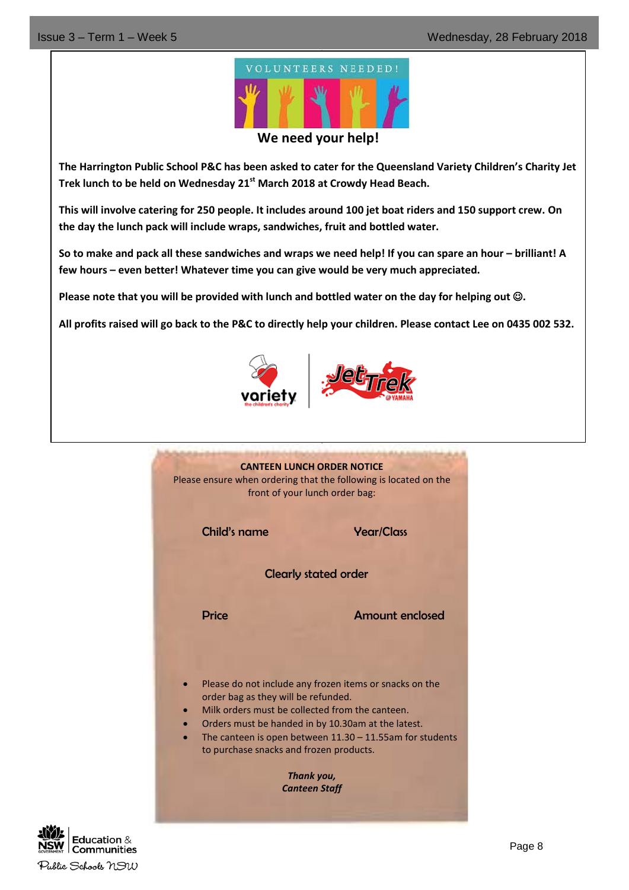VOLUNTEERS NEEDED!

## We need your help!

**The Harrington Public School P&C has been asked to cater for the Queensland Variety Children's Charity Jet Trek lunch to be held on Wednesday 21st March 2018 at Crowdy Head Beach.**

**This will involve catering for 250 people. It includes around 100 jet boat riders and 150 support crew. On the day the lunch pack will include wraps, sandwiches, fruit and bottled water.**

**So to make and pack all these sandwiches and wraps we need help! If you can spare an hour – brilliant! A few hours – even better! Whatever time you can give would be very much appreciated.**

**Please note that you will be provided with lunch and bottled water on the day for helping out ☺.**

**All profits raised will go back to the P&C to directly help your children. Please contact Lee on 0435 002 532.**

variety the children's charity | JetTrek YAMAHA

**CANTEEN LUNCH ORDER NOTICE**

Please ensure when ordering that the following is located on the front of your lunch order bag:

Child's name — Year/Class

Clearly stated order

Price — Amount enclosed

- Please do not include any frozen items or snacks on the order bag as they will be refunded.
- Milk orders must be collected from the canteen.
- Orders must be handed in by 10.30am at the latest.
- The canteen is open between 11.30 – 11.55am for students to purchase snacks and frozen products.

***Thank you,***
***Canteen Staff***